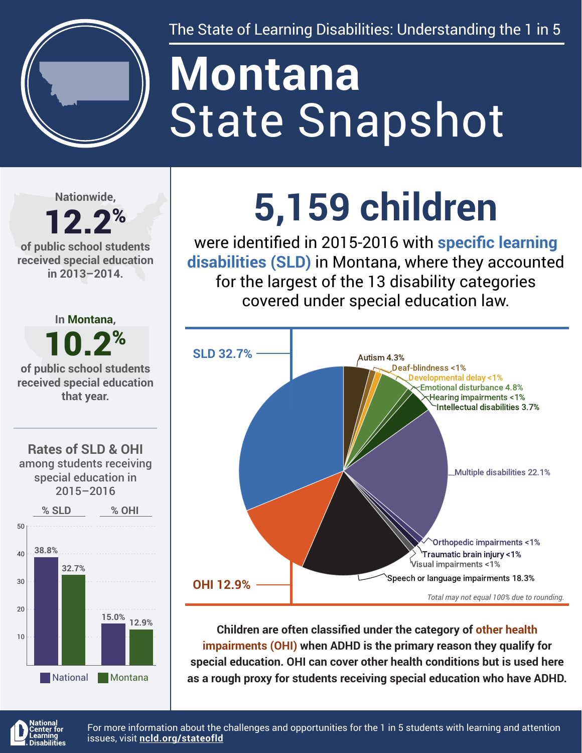The State of Learning Disabilities: Understanding the 1 in 5

# Montana
# State Snapshot

Nationwide,

**12.2%**

of public school students received special education in 2013–2014.

In Montana,

**10.2%**

of public school students received special education that year.

**Rates of SLD & OHI** among students receiving special education in 2015–2016

| | % SLD | % OHI |
|---|---|---|
| National | 38.8% | 15.0% |
| Montana | 32.7% | 12.9% |

## 5,159 children

were identified in 2015-2016 with **specific learning disabilities (SLD)** in Montana, where they accounted for the largest of the 13 disability categories covered under special education law.

| Disability category | Percent |
|---|---|
| SLD | 32.7% |
| Autism | 4.3% |
| Deaf-blindness | <1% |
| Developmental delay | <1% |
| Emotional disturbance | 4.8% |
| Hearing impairments | <1% |
| Intellectual disabilities | 3.7% |
| Multiple disabilities | 22.1% |
| Orthopedic impairments | <1% |
| Traumatic brain injury | <1% |
| Visual impairments | <1% |
| Speech or language impairments | 18.3% |
| OHI | 12.9% |

*Total may not equal 100% due to rounding.*

**Children are often classified under the category of other health impairments (OHI) when ADHD is the primary reason they qualify for special education. OHI can cover other health conditions but is used here as a rough proxy for students receiving special education who have ADHD.**

National Center for Learning Disabilities

For more information about the challenges and opportunities for the 1 in 5 students with learning and attention issues, visit **ncld.org/stateofld**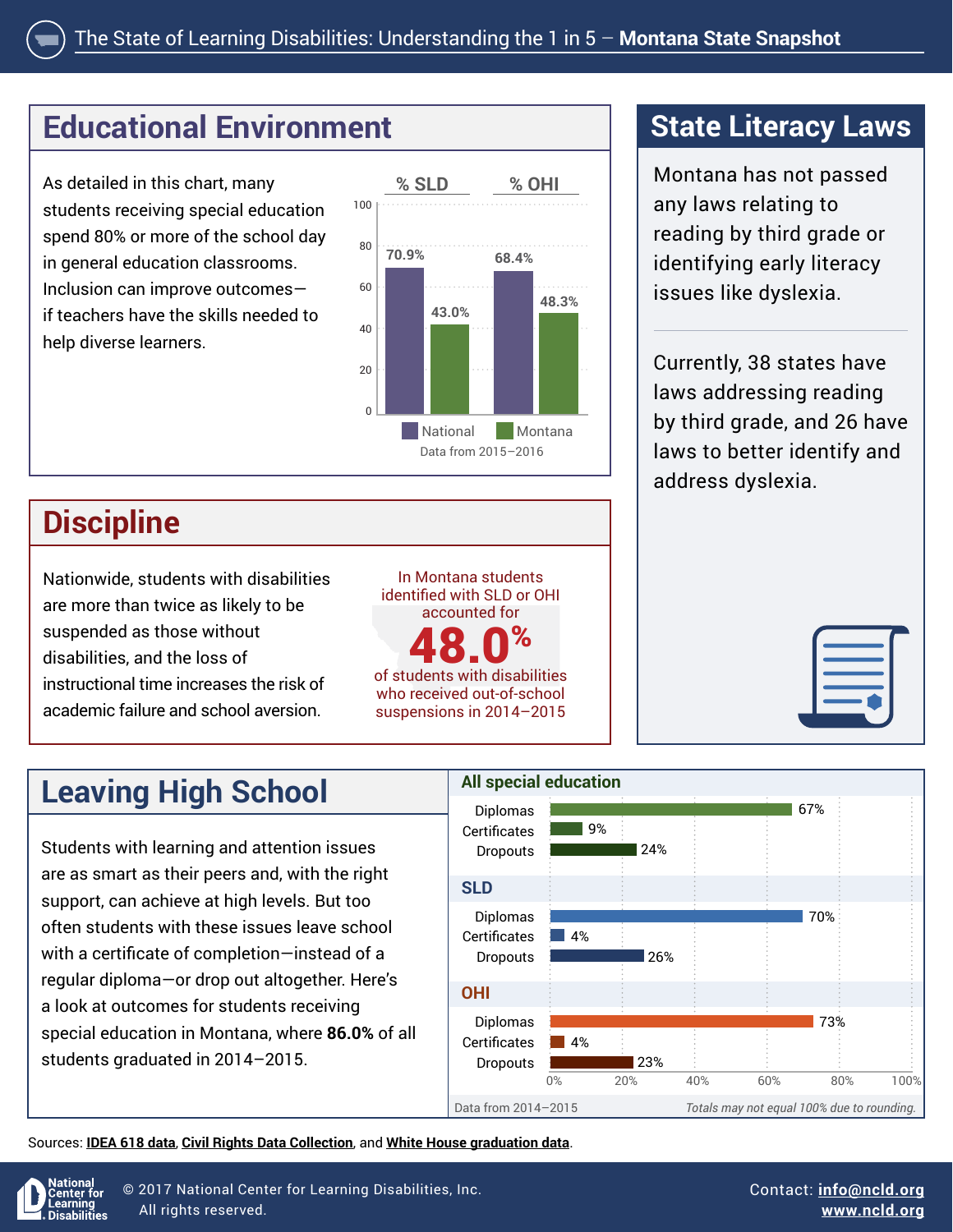# The State of Learning Disabilities: Understanding the 1 in 5 – **Montana State Snapshot**

## Educational Environment

As detailed in this chart, many students receiving special education spend 80% or more of the school day in general education classrooms. Inclusion can improve outcomes—if teachers have the skills needed to help diverse learners.

% SLD
% OHI
100
80
60
40
20
0
70.9%
43.0%
68.4%
48.3%
National
Montana
Data from 2015–2016

## State Literacy Laws

Montana has not passed any laws relating to reading by third grade or identifying early literacy issues like dyslexia.

Currently, 38 states have laws addressing reading by third grade, and 26 have laws to better identify and address dyslexia.

## Discipline

Nationwide, students with disabilities are more than twice as likely to be suspended as those without disabilities, and the loss of instructional time increases the risk of academic failure and school aversion.

In Montana students identified with SLD or OHI accounted for **48.0%** of students with disabilities who received out-of-school suspensions in 2014–2015

## Leaving High School

Students with learning and attention issues are as smart as their peers and, with the right support, can achieve at high levels. But too often students with these issues leave school with a certificate of completion—instead of a regular diploma—or drop out altogether. Here's a look at outcomes for students receiving special education in Montana, where **86.0%** of all students graduated in 2014–2015.

**All special education**
Diplomas 67%
Certificates 9%
Dropouts 24%

**SLD**
Diplomas 70%
Certificates 4%
Dropouts 26%

**OHI**
Diplomas 73%
Certificates 4%
Dropouts 23%

0% 20% 40% 60% 80% 100%

Data from 2014–2015

*Totals may not equal 100% due to rounding.*

Sources: **IDEA 618 data**, **Civil Rights Data Collection**, and **White House graduation data**.

National Center for Learning Disabilities

© 2017 National Center for Learning Disabilities, Inc. All rights reserved.

Contact: **info@ncld.org** **www.ncld.org**